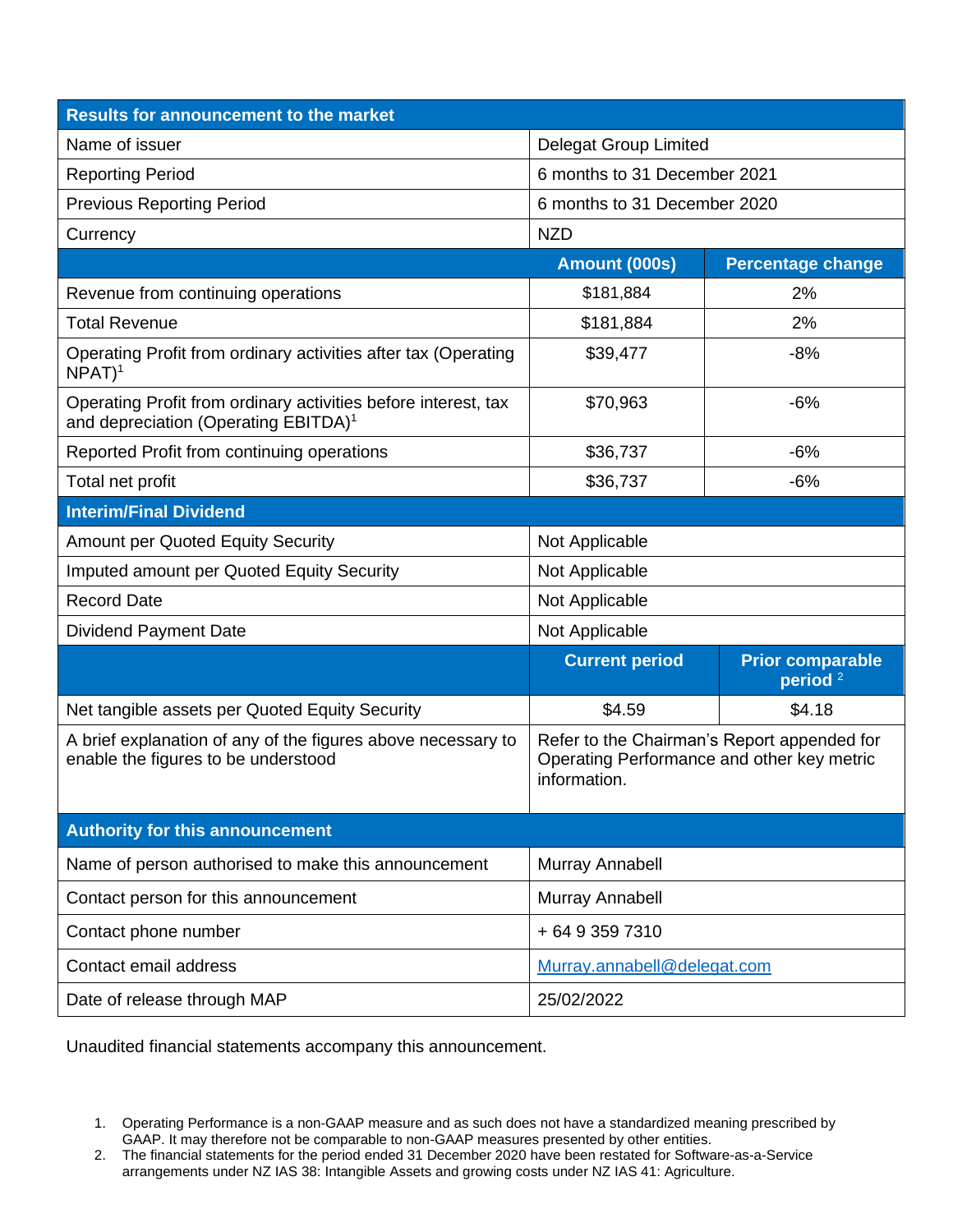| Results for announcement to the market | | |
|---|---|---|
| Name of issuer | Delegat Group Limited | |
| Reporting Period | 6 months to 31 December 2021 | |
| Previous Reporting Period | 6 months to 31 December 2020 | |
| Currency | NZD | |
| | **Amount (000s)** | **Percentage change** |
| Revenue from continuing operations | $181,884 | 2% |
| Total Revenue | $181,884 | 2% |
| Operating Profit from ordinary activities after tax (Operating NPAT)[1] | $39,477 | -8% |
| Operating Profit from ordinary activities before interest, tax and depreciation (Operating EBITDA)[1] | $70,963 | -6% |
| Reported Profit from continuing operations | $36,737 | -6% |
| Total net profit | $36,737 | -6% |
| **Interim/Final Dividend** | | |
| Amount per Quoted Equity Security | Not Applicable | |
| Imputed amount per Quoted Equity Security | Not Applicable | |
| Record Date | Not Applicable | |
| Dividend Payment Date | Not Applicable | |
| | **Current period** | **Prior comparable period [2]** |
| Net tangible assets per Quoted Equity Security | $4.59 | $4.18 |
| A brief explanation of any of the figures above necessary to enable the figures to be understood | Refer to the Chairman's Report appended for Operating Performance and other key metric information. | |
| **Authority for this announcement** | | |
| Name of person authorised to make this announcement | Murray Annabell | |
| Contact person for this announcement | Murray Annabell | |
| Contact phone number | + 64 9 359 7310 | |
| Contact email address | Murray.annabell@delegat.com | |
| Date of release through MAP | 25/02/2022 | |

Unaudited financial statements accompany this announcement.

1. Operating Performance is a non-GAAP measure and as such does not have a standardized meaning prescribed by GAAP. It may therefore not be comparable to non-GAAP measures presented by other entities.
2. The financial statements for the period ended 31 December 2020 have been restated for Software-as-a-Service arrangements under NZ IAS 38: Intangible Assets and growing costs under NZ IAS 41: Agriculture.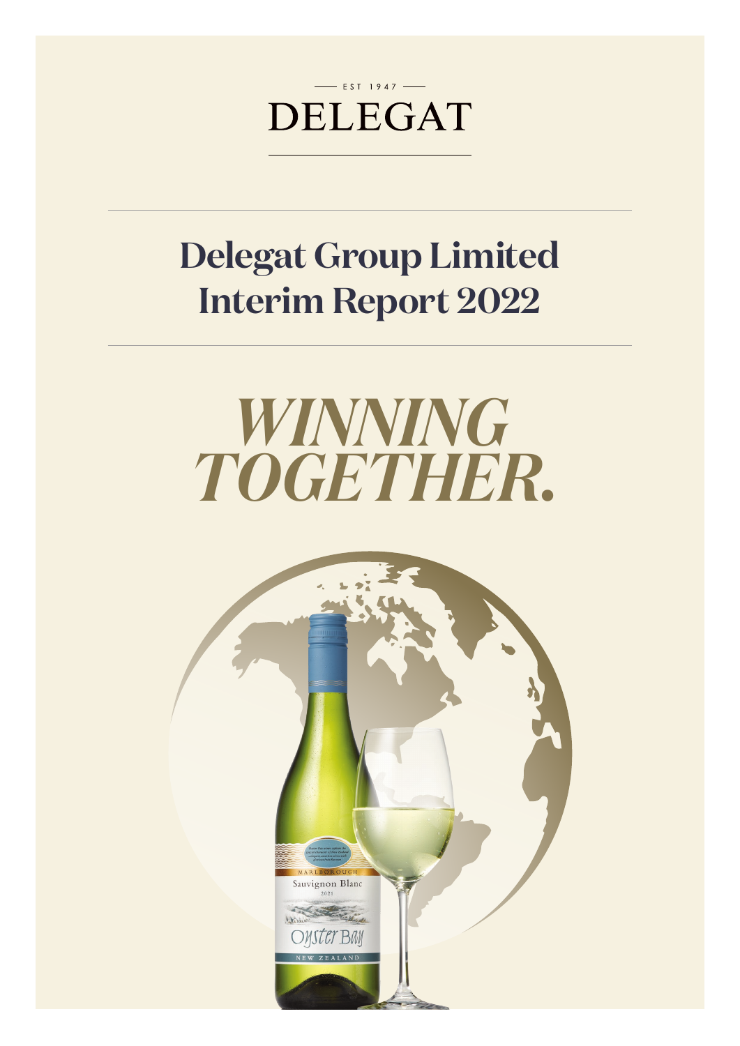— EST 1947 —

DELEGAT

# Delegat Group Limited Interim Report 2022

*WINNING TOGETHER.*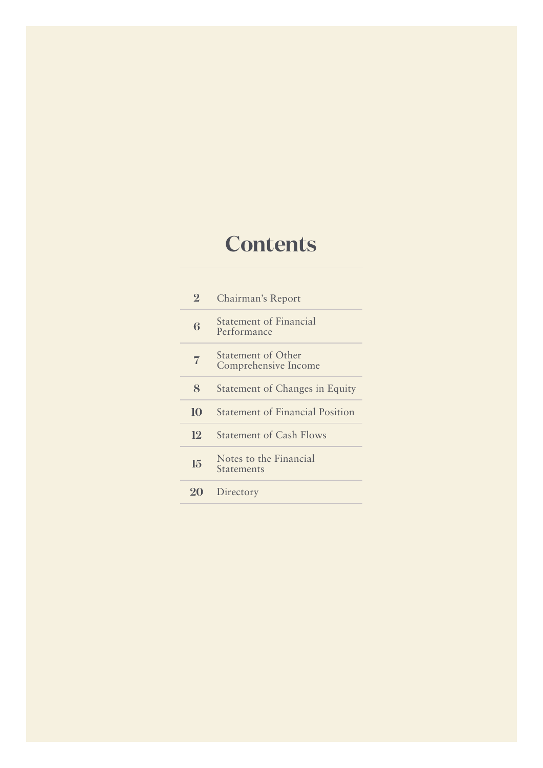# Contents

| | |
|---|---|
| 2 | Chairman's Report |
| 6 | Statement of Financial Performance |
| 7 | Statement of Other Comprehensive Income |
| 8 | Statement of Changes in Equity |
| 10 | Statement of Financial Position |
| 12 | Statement of Cash Flows |
| 15 | Notes to the Financial Statements |
| 20 | Directory |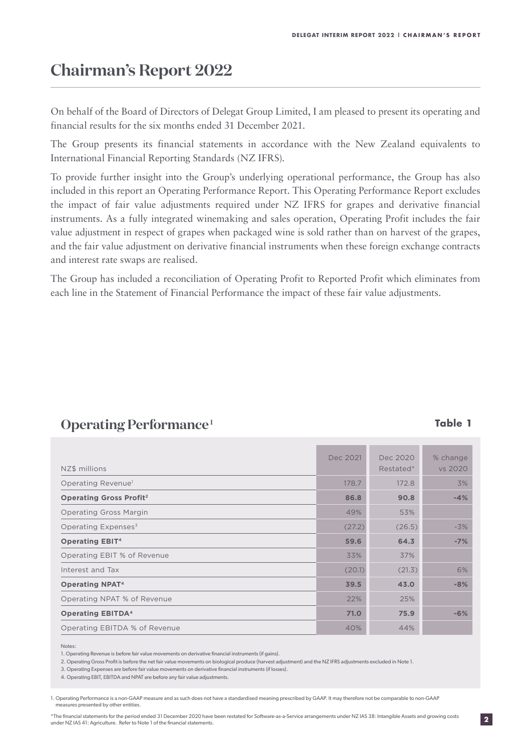# Chairman's Report 2022

On behalf of the Board of Directors of Delegat Group Limited, I am pleased to present its operating and financial results for the six months ended 31 December 2021.

The Group presents its financial statements in accordance with the New Zealand equivalents to International Financial Reporting Standards (NZ IFRS).

To provide further insight into the Group's underlying operational performance, the Group has also included in this report an Operating Performance Report. This Operating Performance Report excludes the impact of fair value adjustments required under NZ IFRS for grapes and derivative financial instruments. As a fully integrated winemaking and sales operation, Operating Profit includes the fair value adjustment in respect of grapes when packaged wine is sold rather than on harvest of the grapes, and the fair value adjustment on derivative financial instruments when these foreign exchange contracts and interest rate swaps are realised.

The Group has included a reconciliation of Operating Profit to Reported Profit which eliminates from each line in the Statement of Financial Performance the impact of these fair value adjustments.

## Operating Performance[1]

**Table 1**

| NZ$ millions | Dec 2021 | Dec 2020 Restated* | % change vs 2020 |
|---|---|---|---|
| Operating Revenue[1] | 178.7 | 172.8 | 3% |
| **Operating Gross Profit[2]** | **86.8** | **90.8** | **-4%** |
| Operating Gross Margin | 49% | 53% | |
| Operating Expenses[3] | (27.2) | (26.5) | -3% |
| **Operating EBIT[4]** | **59.6** | **64.3** | **-7%** |
| Operating EBIT % of Revenue | 33% | 37% | |
| Interest and Tax | (20.1) | (21.3) | 6% |
| **Operating NPAT[4]** | **39.5** | **43.0** | **-8%** |
| Operating NPAT % of Revenue | 22% | 25% | |
| **Operating EBITDA[4]** | **71.0** | **75.9** | **-6%** |
| Operating EBITDA % of Revenue | 40% | 44% | |

Notes:

1. Operating Revenue is before fair value movements on derivative financial instruments (if gains).
2. Operating Gross Profit is before the net fair value movements on biological produce (harvest adjustment) and the NZ IFRS adjustments excluded in Note 1.
3. Operating Expenses are before fair value movements on derivative financial instruments (if losses).
4. Operating EBIT, EBITDA and NPAT are before any fair value adjustments.

1. Operating Performance is a non-GAAP measure and as such does not have a standardised meaning prescribed by GAAP. It may therefore not be comparable to non-GAAP measures presented by other entities.

*The financial statements for the period ended 31 December 2020 have been restated for Software-as-a-Service arrangements under NZ IAS 38: Intangible Assets and growing costs under NZ IAS 41: Agriculture. Refer to Note 1 of the financial statements.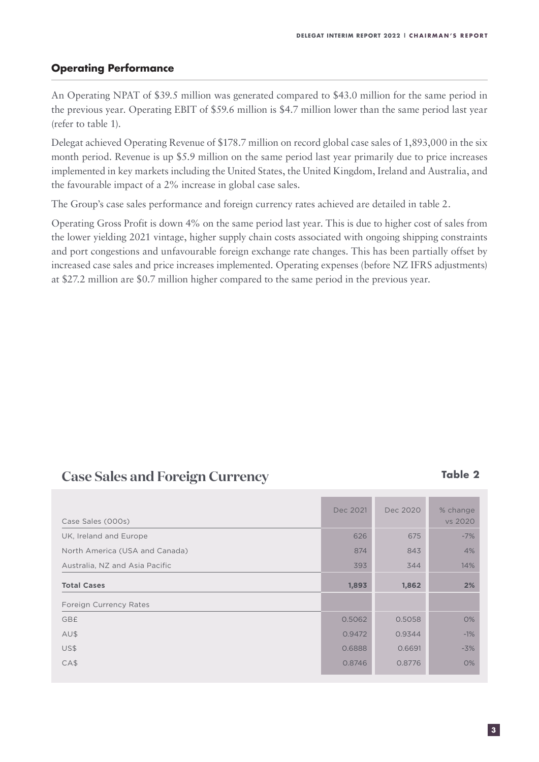## Operating Performance

An Operating NPAT of $39.5 million was generated compared to $43.0 million for the same period in the previous year. Operating EBIT of $59.6 million is $4.7 million lower than the same period last year (refer to table 1).

Delegat achieved Operating Revenue of $178.7 million on record global case sales of 1,893,000 in the six month period. Revenue is up $5.9 million on the same period last year primarily due to price increases implemented in key markets including the United States, the United Kingdom, Ireland and Australia, and the favourable impact of a 2% increase in global case sales.

The Group's case sales performance and foreign currency rates achieved are detailed in table 2.

Operating Gross Profit is down 4% on the same period last year. This is due to higher cost of sales from the lower yielding 2021 vintage, higher supply chain costs associated with ongoing shipping constraints and port congestions and unfavourable foreign exchange rate changes. This has been partially offset by increased case sales and price increases implemented. Operating expenses (before NZ IFRS adjustments) at $27.2 million are $0.7 million higher compared to the same period in the previous year.

## Case Sales and Foreign Currency

**Table 2**

| Case Sales (000s) | Dec 2021 | Dec 2020 | % change vs 2020 |
|---|---|---|---|
| UK, Ireland and Europe | 626 | 675 | -7% |
| North America (USA and Canada) | 874 | 843 | 4% |
| Australia, NZ and Asia Pacific | 393 | 344 | 14% |
| **Total Cases** | **1,893** | **1,862** | **2%** |
| Foreign Currency Rates | | | |
| GB£ | 0.5062 | 0.5058 | 0% |
| AU$ | 0.9472 | 0.9344 | -1% |
| US$ | 0.6888 | 0.6691 | -3% |
| CA$ | 0.8746 | 0.8776 | 0% |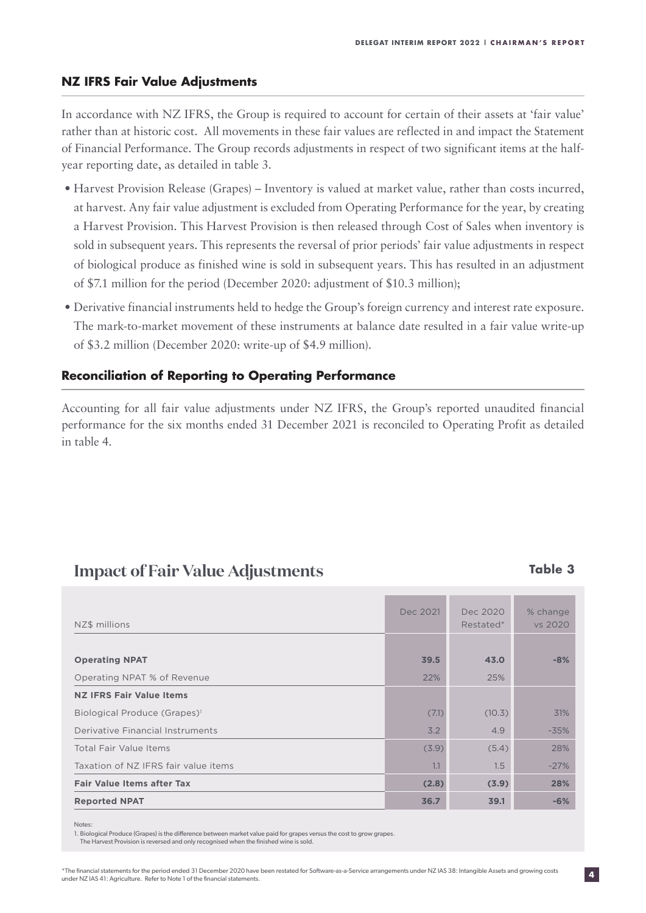## NZ IFRS Fair Value Adjustments

In accordance with NZ IFRS, the Group is required to account for certain of their assets at 'fair value' rather than at historic cost. All movements in these fair values are reflected in and impact the Statement of Financial Performance. The Group records adjustments in respect of two significant items at the half-year reporting date, as detailed in table 3.

- Harvest Provision Release (Grapes) – Inventory is valued at market value, rather than costs incurred, at harvest. Any fair value adjustment is excluded from Operating Performance for the year, by creating a Harvest Provision. This Harvest Provision is then released through Cost of Sales when inventory is sold in subsequent years. This represents the reversal of prior periods' fair value adjustments in respect of biological produce as finished wine is sold in subsequent years. This has resulted in an adjustment of $7.1 million for the period (December 2020: adjustment of $10.3 million);
- Derivative financial instruments held to hedge the Group's foreign currency and interest rate exposure. The mark-to-market movement of these instruments at balance date resulted in a fair value write-up of $3.2 million (December 2020: write-up of $4.9 million).

## Reconciliation of Reporting to Operating Performance

Accounting for all fair value adjustments under NZ IFRS, the Group's reported unaudited financial performance for the six months ended 31 December 2021 is reconciled to Operating Profit as detailed in table 4.

## Impact of Fair Value Adjustments

**Table 3**

| NZ$ millions | Dec 2021 | Dec 2020 Restated* | % change vs 2020 |
|---|---|---|---|
| **Operating NPAT** | **39.5** | **43.0** | **-8%** |
| Operating NPAT % of Revenue | 22% | 25% | |
| **NZ IFRS Fair Value Items** | | | |
| Biological Produce (Grapes)[1] | (7.1) | (10.3) | 31% |
| Derivative Financial Instruments | 3.2 | 4.9 | -35% |
| Total Fair Value Items | (3.9) | (5.4) | 28% |
| Taxation of NZ IFRS fair value items | 1.1 | 1.5 | -27% |
| **Fair Value Items after Tax** | **(2.8)** | **(3.9)** | **28%** |
| **Reported NPAT** | **36.7** | **39.1** | **-6%** |

Notes:

1. Biological Produce (Grapes) is the difference between market value paid for grapes versus the cost to grow grapes. The Harvest Provision is reversed and only recognised when the finished wine is sold.

*The financial statements for the period ended 31 December 2020 have been restated for Software-as-a-Service arrangements under NZ IAS 38: Intangible Assets and growing costs under NZ IAS 41: Agriculture. Refer to Note 1 of the financial statements.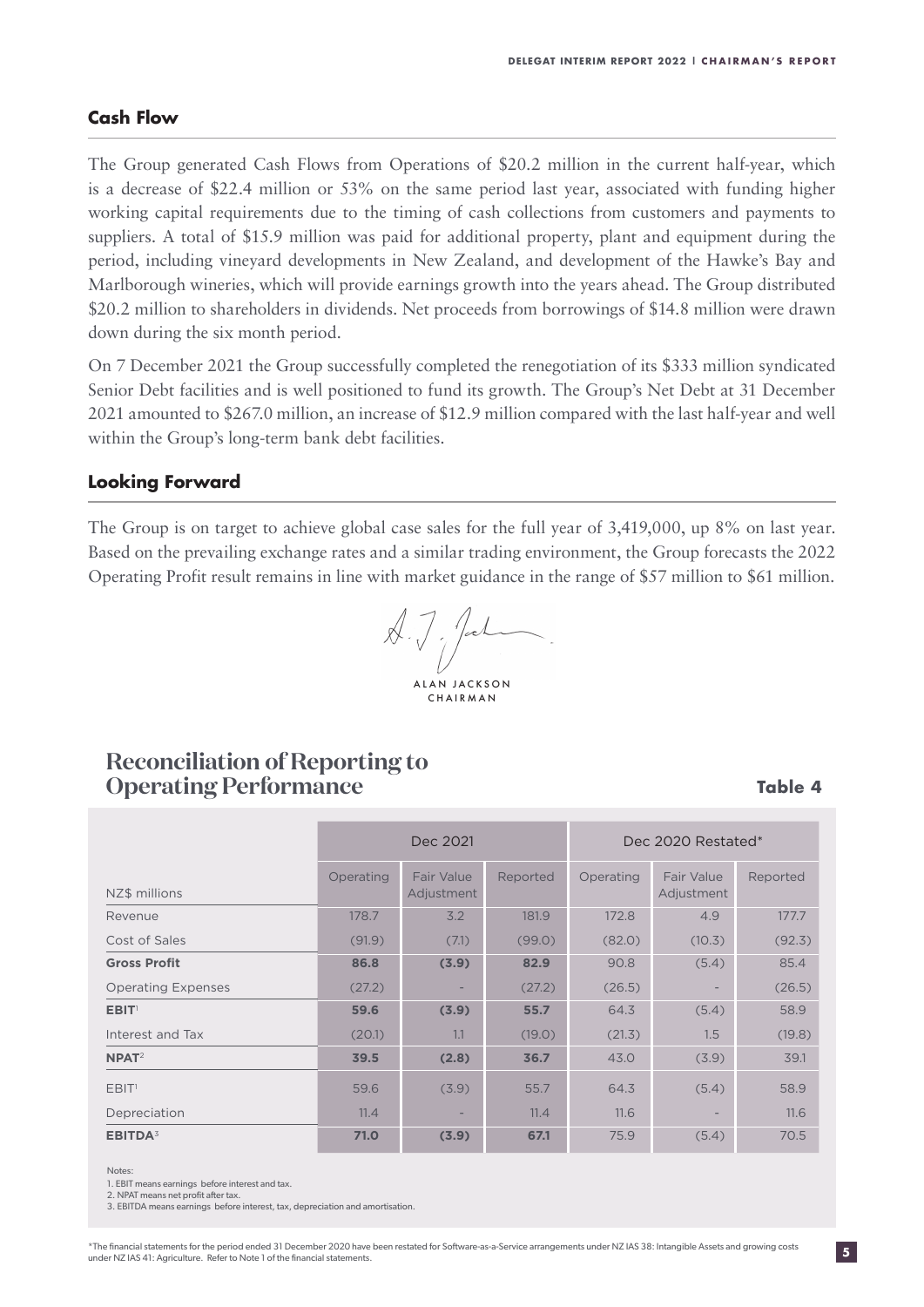## Cash Flow

The Group generated Cash Flows from Operations of $20.2 million in the current half-year, which is a decrease of $22.4 million or 53% on the same period last year, associated with funding higher working capital requirements due to the timing of cash collections from customers and payments to suppliers. A total of $15.9 million was paid for additional property, plant and equipment during the period, including vineyard developments in New Zealand, and development of the Hawke's Bay and Marlborough wineries, which will provide earnings growth into the years ahead. The Group distributed $20.2 million to shareholders in dividends. Net proceeds from borrowings of $14.8 million were drawn down during the six month period.

On 7 December 2021 the Group successfully completed the renegotiation of its $333 million syndicated Senior Debt facilities and is well positioned to fund its growth. The Group's Net Debt at 31 December 2021 amounted to $267.0 million, an increase of $12.9 million compared with the last half-year and well within the Group's long-term bank debt facilities.

## Looking Forward

The Group is on target to achieve global case sales for the full year of 3,419,000, up 8% on last year. Based on the prevailing exchange rates and a similar trading environment, the Group forecasts the 2022 Operating Profit result remains in line with market guidance in the range of $57 million to $61 million.

ALAN JACKSON
CHAIRMAN

# Reconciliation of Reporting to Operating Performance

**Table 4**

| | Dec 2021 | | | Dec 2020 Restated* | | |
|---|---|---|---|---|---|---|
| NZ$ millions | Operating | Fair Value Adjustment | Reported | Operating | Fair Value Adjustment | Reported |
| Revenue | 178.7 | 3.2 | 181.9 | 172.8 | 4.9 | 177.7 |
| Cost of Sales | (91.9) | (7.1) | (99.0) | (82.0) | (10.3) | (92.3) |
| **Gross Profit** | **86.8** | **(3.9)** | **82.9** | 90.8 | (5.4) | 85.4 |
| Operating Expenses | (27.2) | - | (27.2) | (26.5) | - | (26.5) |
| **EBIT**[1] | **59.6** | **(3.9)** | **55.7** | 64.3 | (5.4) | 58.9 |
| Interest and Tax | (20.1) | 1.1 | (19.0) | (21.3) | 1.5 | (19.8) |
| **NPAT**[2] | **39.5** | **(2.8)** | **36.7** | 43.0 | (3.9) | 39.1 |
| EBIT[1] | 59.6 | (3.9) | 55.7 | 64.3 | (5.4) | 58.9 |
| Depreciation | 11.4 | - | 11.4 | 11.6 | - | 11.6 |
| **EBITDA**[3] | **71.0** | **(3.9)** | **67.1** | 75.9 | (5.4) | 70.5 |

Notes:
1. EBIT means earnings before interest and tax.
2. NPAT means net profit after tax.
3. EBITDA means earnings before interest, tax, depreciation and amortisation.

*The financial statements for the period ended 31 December 2020 have been restated for Software-as-a-Service arrangements under NZ IAS 38: Intangible Assets and growing costs under NZ IAS 41: Agriculture. Refer to Note 1 of the financial statements.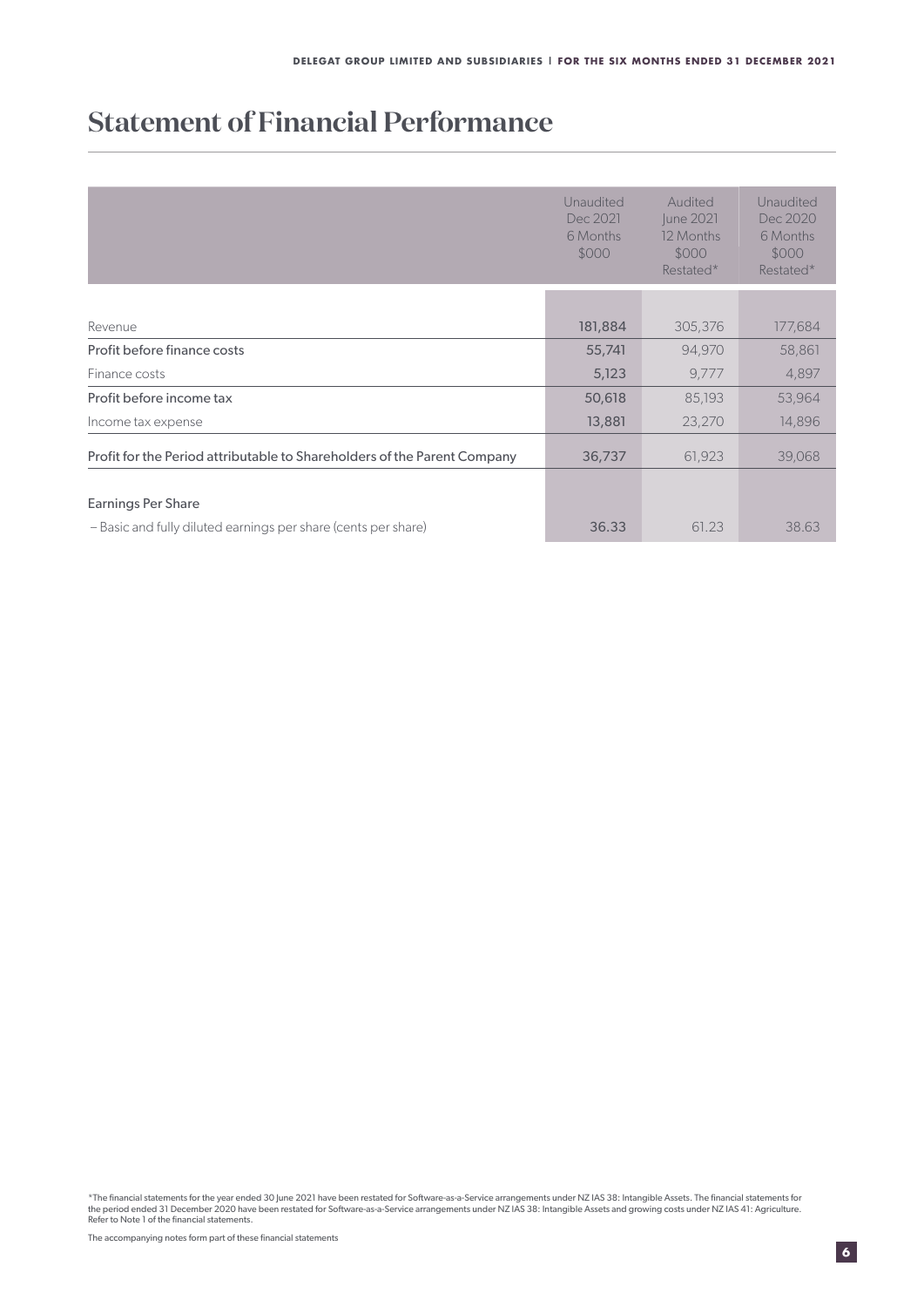# Statement of Financial Performance

| | Unaudited Dec 2021 6 Months $000 | Audited June 2021 12 Months $000 Restated* | Unaudited Dec 2020 6 Months $000 Restated* |
|---|---|---|---|
| Revenue | 181,884 | 305,376 | 177,684 |
| Profit before finance costs | 55,741 | 94,970 | 58,861 |
| Finance costs | 5,123 | 9,777 | 4,897 |
| Profit before income tax | 50,618 | 85,193 | 53,964 |
| Income tax expense | 13,881 | 23,270 | 14,896 |
| Profit for the Period attributable to Shareholders of the Parent Company | 36,737 | 61,923 | 39,068 |
| Earnings Per Share | | | |
| – Basic and fully diluted earnings per share (cents per share) | 36.33 | 61.23 | 38.63 |

*The financial statements for the year ended 30 June 2021 have been restated for Software-as-a-Service arrangements under NZ IAS 38: Intangible Assets. The financial statements for the period ended 31 December 2020 have been restated for Software-as-a-Service arrangements under NZ IAS 38: Intangible Assets and growing costs under NZ IAS 41: Agriculture. Refer to Note 1 of the financial statements.

The accompanying notes form part of these financial statements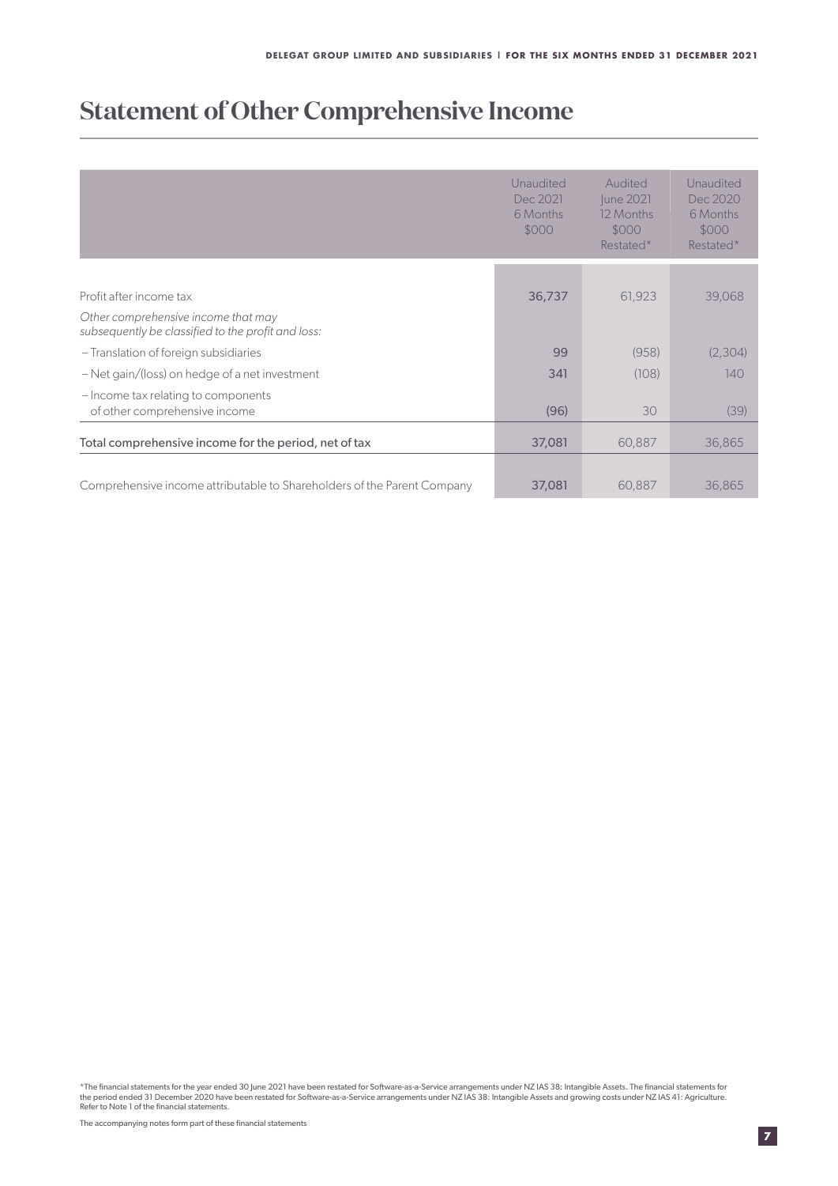# Statement of Other Comprehensive Income

| | Unaudited Dec 2021 6 Months $000 | Audited June 2021 12 Months $000 Restated* | Unaudited Dec 2020 6 Months $000 Restated* |
|---|---|---|---|
| Profit after income tax | 36,737 | 61,923 | 39,068 |
| *Other comprehensive income that may subsequently be classified to the profit and loss:* | | | |
| – Translation of foreign subsidiaries | 99 | (958) | (2,304) |
| – Net gain/(loss) on hedge of a net investment | 341 | (108) | 140 |
| – Income tax relating to components of other comprehensive income | (96) | 30 | (39) |
| Total comprehensive income for the period, net of tax | 37,081 | 60,887 | 36,865 |
| Comprehensive income attributable to Shareholders of the Parent Company | 37,081 | 60,887 | 36,865 |

*The financial statements for the year ended 30 June 2021 have been restated for Software-as-a-Service arrangements under NZ IAS 38: Intangible Assets. The financial statements for the period ended 31 December 2020 have been restated for Software-as-a-Service arrangements under NZ IAS 38: Intangible Assets and growing costs under NZ IAS 41: Agriculture. Refer to Note 1 of the financial statements.

The accompanying notes form part of these financial statements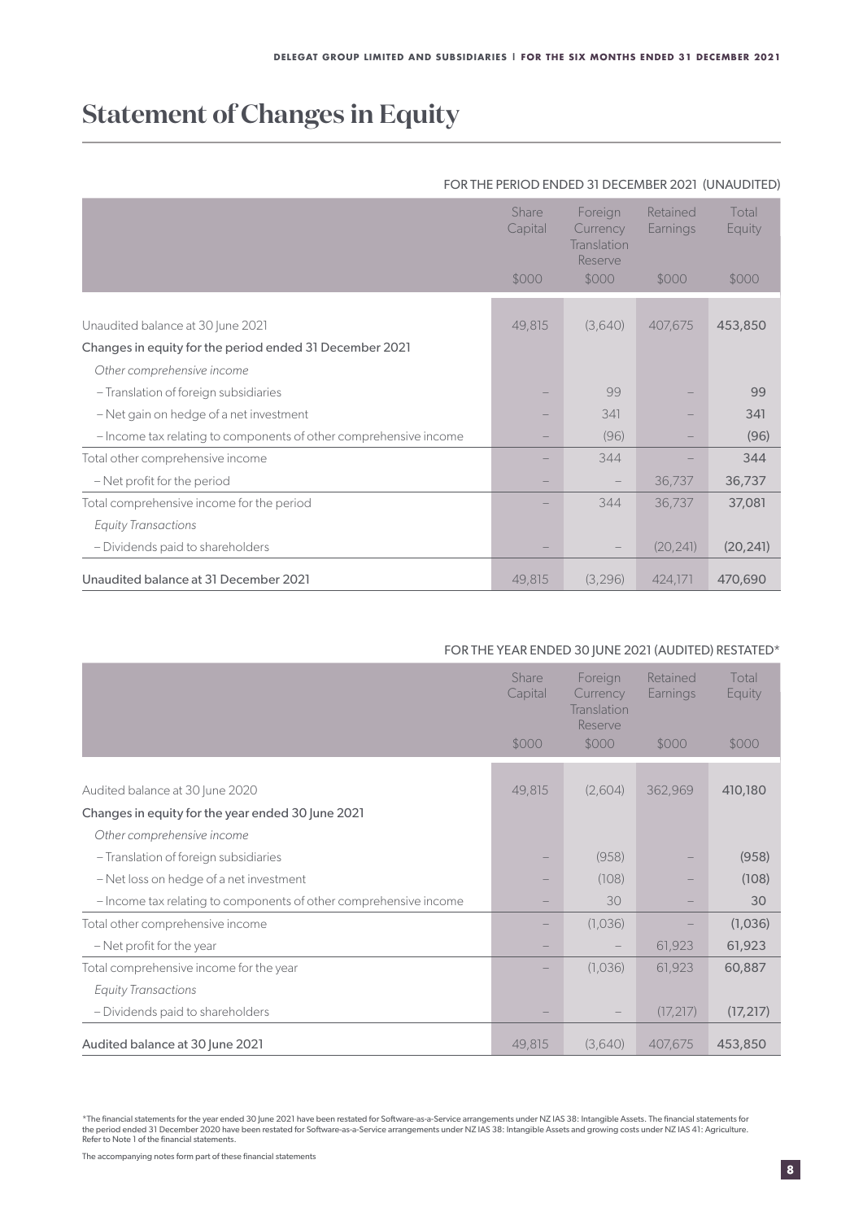# Statement of Changes in Equity

FOR THE PERIOD ENDED 31 DECEMBER 2021 (UNAUDITED)

| | Share Capital | Foreign Currency Translation Reserve | Retained Earnings | Total Equity |
|---|---|---|---|---|
| | $000 | $000 | $000 | $000 |
| Unaudited balance at 30 June 2021 | 49,815 | (3,640) | 407,675 | 453,850 |
| Changes in equity for the period ended 31 December 2021 | | | | |
| *Other comprehensive income* | | | | |
| – Translation of foreign subsidiaries | – | 99 | – | 99 |
| – Net gain on hedge of a net investment | – | 341 | – | 341 |
| – Income tax relating to components of other comprehensive income | – | (96) | – | (96) |
| Total other comprehensive income | – | 344 | – | 344 |
| – Net profit for the period | – | – | 36,737 | 36,737 |
| Total comprehensive income for the period | – | 344 | 36,737 | 37,081 |
| *Equity Transactions* | | | | |
| – Dividends paid to shareholders | – | – | (20,241) | (20,241) |
| Unaudited balance at 31 December 2021 | 49,815 | (3,296) | 424,171 | 470,690 |

FOR THE YEAR ENDED 30 JUNE 2021 (AUDITED) RESTATED*

| | Share Capital | Foreign Currency Translation Reserve | Retained Earnings | Total Equity |
|---|---|---|---|---|
| | $000 | $000 | $000 | $000 |
| Audited balance at 30 June 2020 | 49,815 | (2,604) | 362,969 | 410,180 |
| Changes in equity for the year ended 30 June 2021 | | | | |
| *Other comprehensive income* | | | | |
| – Translation of foreign subsidiaries | – | (958) | – | (958) |
| – Net loss on hedge of a net investment | – | (108) | – | (108) |
| – Income tax relating to components of other comprehensive income | – | 30 | – | 30 |
| Total other comprehensive income | – | (1,036) | – | (1,036) |
| – Net profit for the year | – | – | 61,923 | 61,923 |
| Total comprehensive income for the year | – | (1,036) | 61,923 | 60,887 |
| *Equity Transactions* | | | | |
| – Dividends paid to shareholders | – | – | (17,217) | (17,217) |
| Audited balance at 30 June 2021 | 49,815 | (3,640) | 407,675 | 453,850 |

*The financial statements for the year ended 30 June 2021 have been restated for Software-as-a-Service arrangements under NZ IAS 38: Intangible Assets. The financial statements for the period ended 31 December 2020 have been restated for Software-as-a-Service arrangements under NZ IAS 38: Intangible Assets and growing costs under NZ IAS 41: Agriculture. Refer to Note 1 of the financial statements.

The accompanying notes form part of these financial statements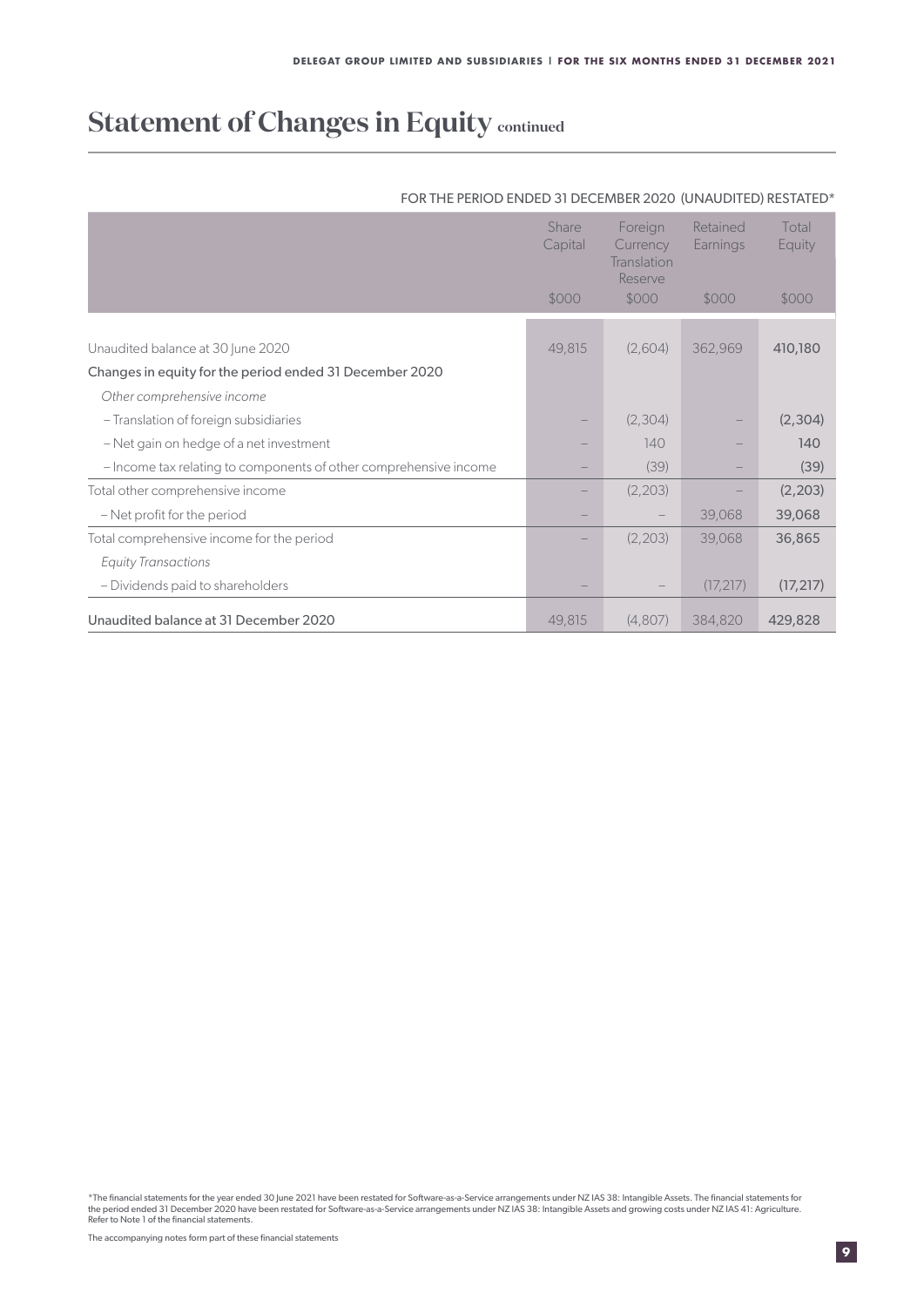# Statement of Changes in Equity continued

FOR THE PERIOD ENDED 31 DECEMBER 2020 (UNAUDITED) RESTATED*

| | Share Capital | Foreign Currency Translation Reserve | Retained Earnings | Total Equity |
|---|---|---|---|---|
| | $000 | $000 | $000 | $000 |
| Unaudited balance at 30 June 2020 | 49,815 | (2,604) | 362,969 | 410,180 |
| Changes in equity for the period ended 31 December 2020 | | | | |
| *Other comprehensive income* | | | | |
| – Translation of foreign subsidiaries | – | (2,304) | – | (2,304) |
| – Net gain on hedge of a net investment | – | 140 | – | 140 |
| – Income tax relating to components of other comprehensive income | – | (39) | – | (39) |
| Total other comprehensive income | – | (2,203) | – | (2,203) |
| – Net profit for the period | – | – | 39,068 | 39,068 |
| Total comprehensive income for the period | – | (2,203) | 39,068 | 36,865 |
| *Equity Transactions* | | | | |
| – Dividends paid to shareholders | – | – | (17,217) | (17,217) |
| Unaudited balance at 31 December 2020 | 49,815 | (4,807) | 384,820 | 429,828 |

*The financial statements for the year ended 30 June 2021 have been restated for Software-as-a-Service arrangements under NZ IAS 38: Intangible Assets. The financial statements for the period ended 31 December 2020 have been restated for Software-as-a-Service arrangements under NZ IAS 38: Intangible Assets and growing costs under NZ IAS 41: Agriculture. Refer to Note 1 of the financial statements.

The accompanying notes form part of these financial statements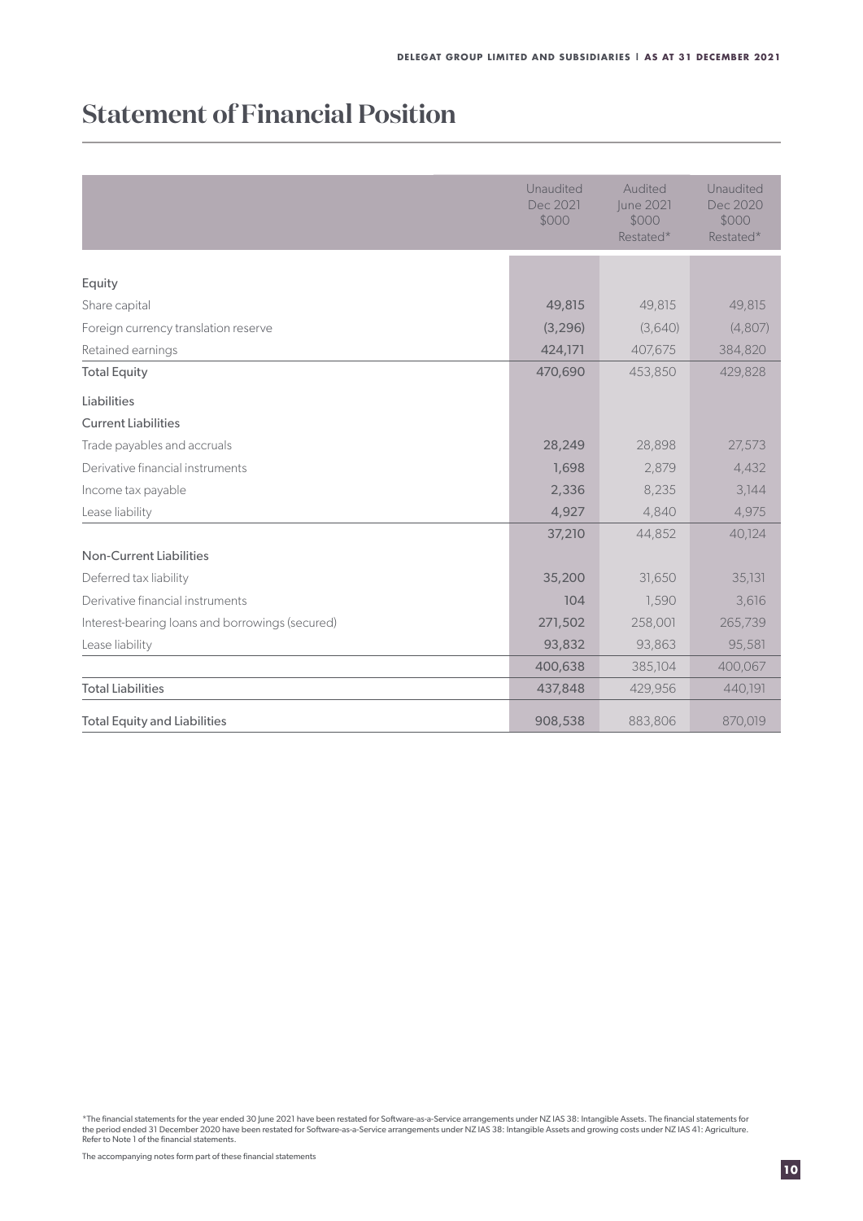# Statement of Financial Position

| | Unaudited Dec 2021 $000 | Audited June 2021 $000 Restated* | Unaudited Dec 2020 $000 Restated* |
|---|---|---|---|
| **Equity** | | | |
| Share capital | **49,815** | 49,815 | 49,815 |
| Foreign currency translation reserve | **(3,296)** | (3,640) | (4,807) |
| Retained earnings | **424,171** | 407,675 | 384,820 |
| Total Equity | **470,690** | 453,850 | 429,828 |
| **Liabilities** | | | |
| Current Liabilities | | | |
| Trade payables and accruals | **28,249** | 28,898 | 27,573 |
| Derivative financial instruments | **1,698** | 2,879 | 4,432 |
| Income tax payable | **2,336** | 8,235 | 3,144 |
| Lease liability | **4,927** | 4,840 | 4,975 |
| | **37,210** | 44,852 | 40,124 |
| Non-Current Liabilities | | | |
| Deferred tax liability | **35,200** | 31,650 | 35,131 |
| Derivative financial instruments | **104** | 1,590 | 3,616 |
| Interest-bearing loans and borrowings (secured) | **271,502** | 258,001 | 265,739 |
| Lease liability | **93,832** | 93,863 | 95,581 |
| | **400,638** | 385,104 | 400,067 |
| Total Liabilities | **437,848** | 429,956 | 440,191 |
| Total Equity and Liabilities | **908,538** | 883,806 | 870,019 |

*The financial statements for the year ended 30 June 2021 have been restated for Software-as-a-Service arrangements under NZ IAS 38: Intangible Assets. The financial statements for the period ended 31 December 2020 have been restated for Software-as-a-Service arrangements under NZ IAS 38: Intangible Assets and growing costs under NZ IAS 41: Agriculture. Refer to Note 1 of the financial statements.

The accompanying notes form part of these financial statements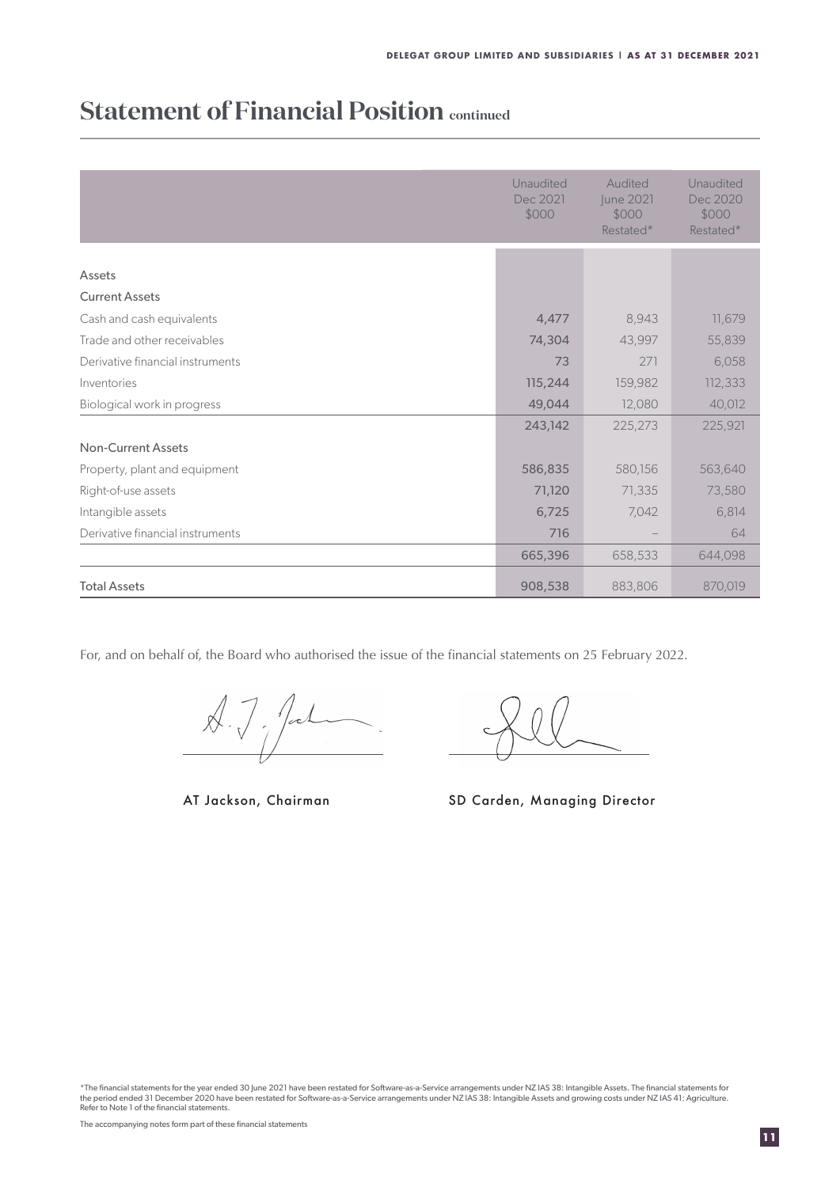# Statement of Financial Position continued

| | Unaudited Dec 2021 $000 | Audited June 2021 $000 Restated* | Unaudited Dec 2020 $000 Restated* |
|---|---|---|---|
| Assets | | | |
| Current Assets | | | |
| Cash and cash equivalents | 4,477 | 8,943 | 11,679 |
| Trade and other receivables | 74,304 | 43,997 | 55,839 |
| Derivative financial instruments | 73 | 271 | 6,058 |
| Inventories | 115,244 | 159,982 | 112,333 |
| Biological work in progress | 49,044 | 12,080 | 40,012 |
| | 243,142 | 225,273 | 225,921 |
| Non-Current Assets | | | |
| Property, plant and equipment | 586,835 | 580,156 | 563,640 |
| Right-of-use assets | 71,120 | 71,335 | 73,580 |
| Intangible assets | 6,725 | 7,042 | 6,814 |
| Derivative financial instruments | 716 | – | 64 |
| | 665,396 | 658,533 | 644,098 |
| Total Assets | 908,538 | 883,806 | 870,019 |

For, and on behalf of, the Board who authorised the issue of the financial statements on 25 February 2022.

AT Jackson, Chairman

SD Carden, Managing Director

*The financial statements for the year ended 30 June 2021 have been restated for Software-as-a-Service arrangements under NZ IAS 38: Intangible Assets. The financial statements for the period ended 31 December 2020 have been restated for Software-as-a-Service arrangements under NZ IAS 38: Intangible Assets and growing costs under NZ IAS 41: Agriculture. Refer to Note 1 of the financial statements.

The accompanying notes form part of these financial statements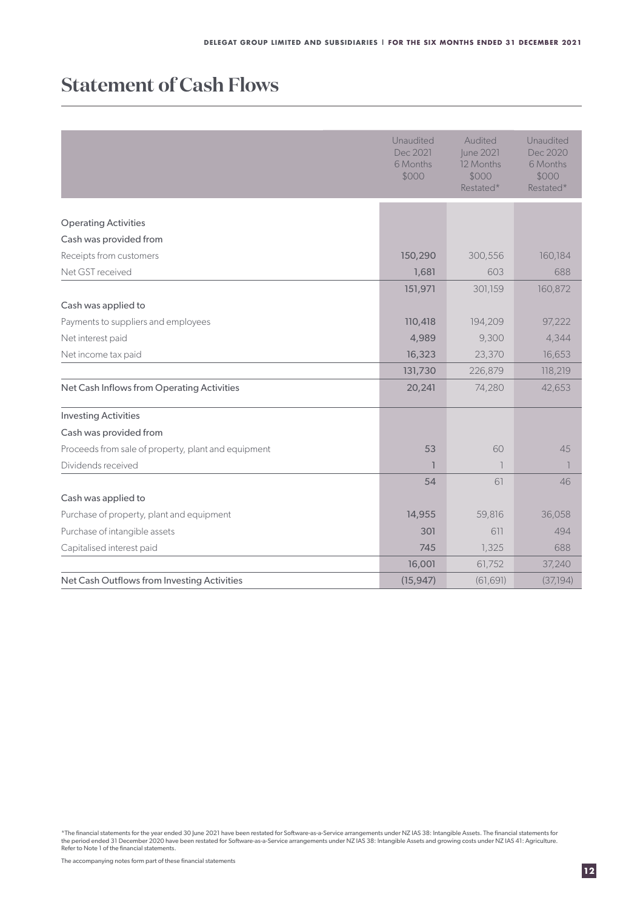# Statement of Cash Flows

| | Unaudited Dec 2021 6 Months $000 | Audited June 2021 12 Months $000 Restated* | Unaudited Dec 2020 6 Months $000 Restated* |
|---|---|---|---|
| **Operating Activities** | | | |
| Cash was provided from | | | |
| Receipts from customers | 150,290 | 300,556 | 160,184 |
| Net GST received | 1,681 | 603 | 688 |
| | 151,971 | 301,159 | 160,872 |
| Cash was applied to | | | |
| Payments to suppliers and employees | 110,418 | 194,209 | 97,222 |
| Net interest paid | 4,989 | 9,300 | 4,344 |
| Net income tax paid | 16,323 | 23,370 | 16,653 |
| | 131,730 | 226,879 | 118,219 |
| Net Cash Inflows from Operating Activities | 20,241 | 74,280 | 42,653 |
| **Investing Activities** | | | |
| Cash was provided from | | | |
| Proceeds from sale of property, plant and equipment | 53 | 60 | 45 |
| Dividends received | 1 | 1 | 1 |
| | 54 | 61 | 46 |
| Cash was applied to | | | |
| Purchase of property, plant and equipment | 14,955 | 59,816 | 36,058 |
| Purchase of intangible assets | 301 | 611 | 494 |
| Capitalised interest paid | 745 | 1,325 | 688 |
| | 16,001 | 61,752 | 37,240 |
| Net Cash Outflows from Investing Activities | (15,947) | (61,691) | (37,194) |

*The financial statements for the year ended 30 June 2021 have been restated for Software-as-a-Service arrangements under NZ IAS 38: Intangible Assets. The financial statements for the period ended 31 December 2020 have been restated for Software-as-a-Service arrangements under NZ IAS 38: Intangible Assets and growing costs under NZ IAS 41: Agriculture. Refer to Note 1 of the financial statements.

The accompanying notes form part of these financial statements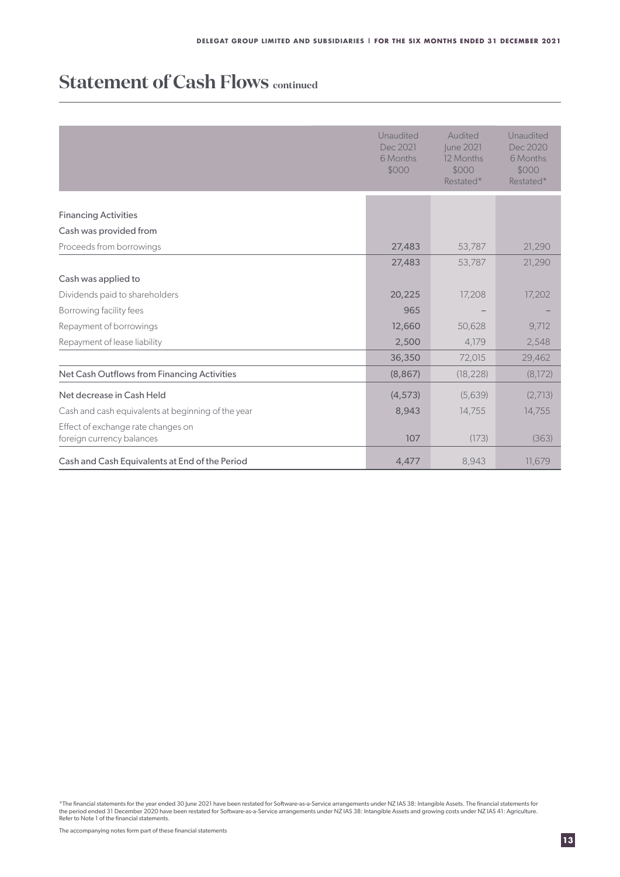# Statement of Cash Flows continued

| | Unaudited Dec 2021 6 Months $000 | Audited June 2021 12 Months $000 Restated* | Unaudited Dec 2020 6 Months $000 Restated* |
|---|---|---|---|
| **Financing Activities** | | | |
| Cash was provided from | | | |
| Proceeds from borrowings | 27,483 | 53,787 | 21,290 |
| | 27,483 | 53,787 | 21,290 |
| Cash was applied to | | | |
| Dividends paid to shareholders | 20,225 | 17,208 | 17,202 |
| Borrowing facility fees | 965 | – | – |
| Repayment of borrowings | 12,660 | 50,628 | 9,712 |
| Repayment of lease liability | 2,500 | 4,179 | 2,548 |
| | 36,350 | 72,015 | 29,462 |
| Net Cash Outflows from Financing Activities | (8,867) | (18,228) | (8,172) |
| Net decrease in Cash Held | (4,573) | (5,639) | (2,713) |
| Cash and cash equivalents at beginning of the year | 8,943 | 14,755 | 14,755 |
| Effect of exchange rate changes on foreign currency balances | 107 | (173) | (363) |
| Cash and Cash Equivalents at End of the Period | 4,477 | 8,943 | 11,679 |

*The financial statements for the year ended 30 June 2021 have been restated for Software-as-a-Service arrangements under NZ IAS 38: Intangible Assets. The financial statements for the period ended 31 December 2020 have been restated for Software-as-a-Service arrangements under NZ IAS 38: Intangible Assets and growing costs under NZ IAS 41: Agriculture. Refer to Note 1 of the financial statements.

The accompanying notes form part of these financial statements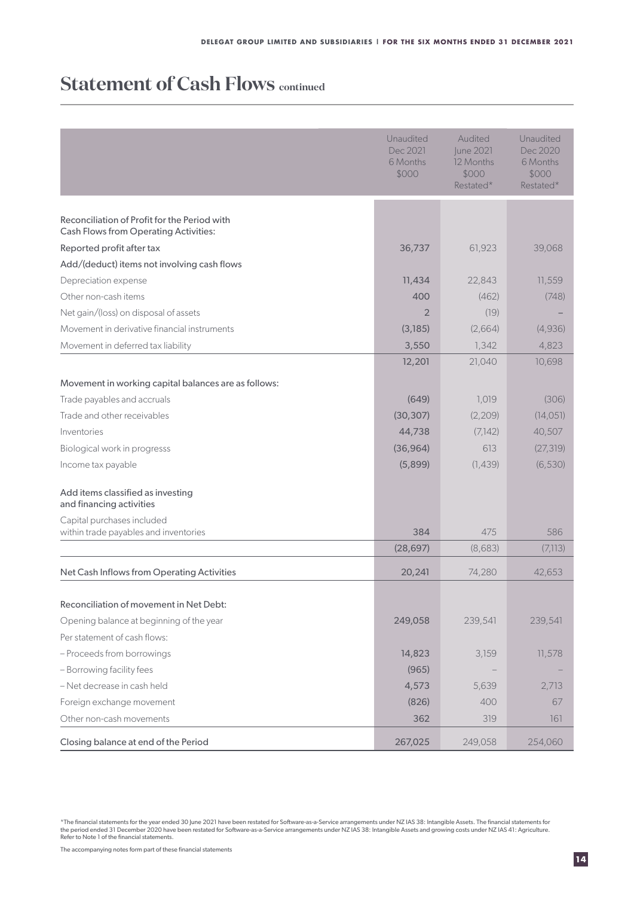# Statement of Cash Flows continued

| | Unaudited Dec 2021 6 Months $000 | Audited June 2021 12 Months $000 Restated* | Unaudited Dec 2020 6 Months $000 Restated* |
|---|---|---|---|
| Reconciliation of Profit for the Period with Cash Flows from Operating Activities: | | | |
| Reported profit after tax | 36,737 | 61,923 | 39,068 |
| Add/(deduct) items not involving cash flows | | | |
| Depreciation expense | 11,434 | 22,843 | 11,559 |
| Other non-cash items | 400 | (462) | (748) |
| Net gain/(loss) on disposal of assets | 2 | (19) | – |
| Movement in derivative financial instruments | (3,185) | (2,664) | (4,936) |
| Movement in deferred tax liability | 3,550 | 1,342 | 4,823 |
| | 12,201 | 21,040 | 10,698 |
| Movement in working capital balances are as follows: | | | |
| Trade payables and accruals | (649) | 1,019 | (306) |
| Trade and other receivables | (30,307) | (2,209) | (14,051) |
| Inventories | 44,738 | (7,142) | 40,507 |
| Biological work in progresss | (36,964) | 613 | (27,319) |
| Income tax payable | (5,899) | (1,439) | (6,530) |
| Add items classified as investing and financing activities | | | |
| Capital purchases included within trade payables and inventories | 384 | 475 | 586 |
| | (28,697) | (8,683) | (7,113) |
| Net Cash Inflows from Operating Activities | 20,241 | 74,280 | 42,653 |
| Reconciliation of movement in Net Debt: | | | |
| Opening balance at beginning of the year | 249,058 | 239,541 | 239,541 |
| Per statement of cash flows: | | | |
| – Proceeds from borrowings | 14,823 | 3,159 | 11,578 |
| – Borrowing facility fees | (965) | – | – |
| – Net decrease in cash held | 4,573 | 5,639 | 2,713 |
| Foreign exchange movement | (826) | 400 | 67 |
| Other non-cash movements | 362 | 319 | 161 |
| Closing balance at end of the Period | 267,025 | 249,058 | 254,060 |

*The financial statements for the year ended 30 June 2021 have been restated for Software-as-a-Service arrangements under NZ IAS 38: Intangible Assets. The financial statements for the period ended 31 December 2020 have been restated for Software-as-a-Service arrangements under NZ IAS 38: Intangible Assets and growing costs under NZ IAS 41: Agriculture. Refer to Note 1 of the financial statements.

The accompanying notes form part of these financial statements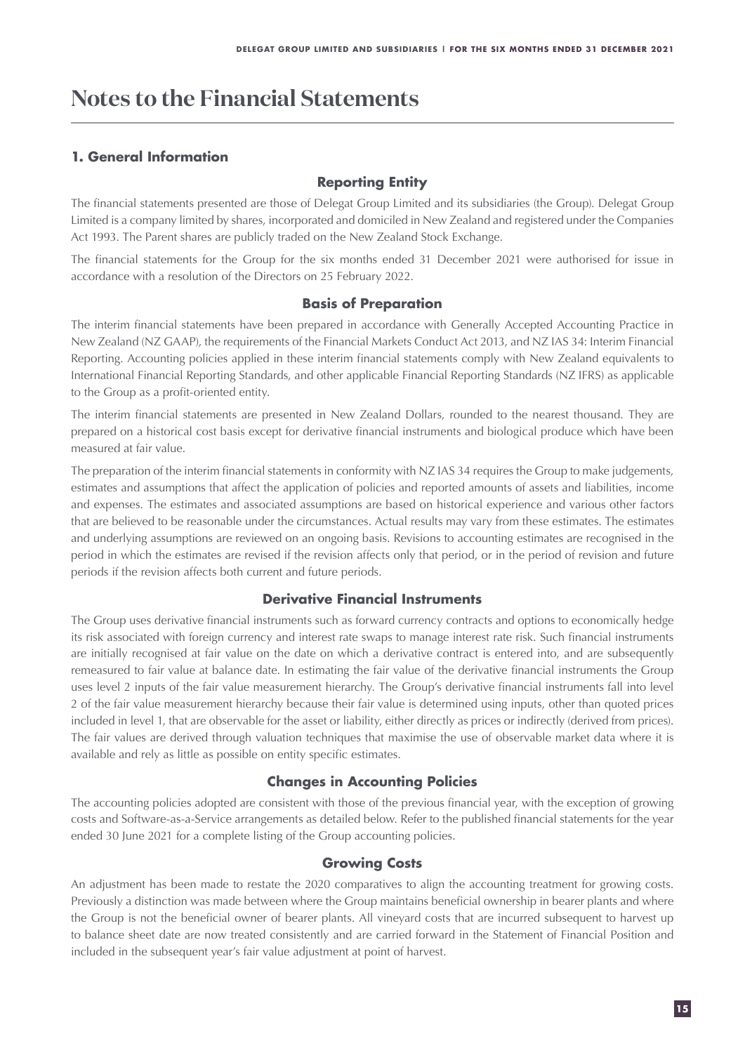# Notes to the Financial Statements

## 1. General Information

### Reporting Entity

The financial statements presented are those of Delegat Group Limited and its subsidiaries (the Group). Delegat Group Limited is a company limited by shares, incorporated and domiciled in New Zealand and registered under the Companies Act 1993. The Parent shares are publicly traded on the New Zealand Stock Exchange.

The financial statements for the Group for the six months ended 31 December 2021 were authorised for issue in accordance with a resolution of the Directors on 25 February 2022.

### Basis of Preparation

The interim financial statements have been prepared in accordance with Generally Accepted Accounting Practice in New Zealand (NZ GAAP), the requirements of the Financial Markets Conduct Act 2013, and NZ IAS 34: Interim Financial Reporting. Accounting policies applied in these interim financial statements comply with New Zealand equivalents to International Financial Reporting Standards, and other applicable Financial Reporting Standards (NZ IFRS) as applicable to the Group as a profit-oriented entity.

The interim financial statements are presented in New Zealand Dollars, rounded to the nearest thousand. They are prepared on a historical cost basis except for derivative financial instruments and biological produce which have been measured at fair value.

The preparation of the interim financial statements in conformity with NZ IAS 34 requires the Group to make judgements, estimates and assumptions that affect the application of policies and reported amounts of assets and liabilities, income and expenses. The estimates and associated assumptions are based on historical experience and various other factors that are believed to be reasonable under the circumstances. Actual results may vary from these estimates. The estimates and underlying assumptions are reviewed on an ongoing basis. Revisions to accounting estimates are recognised in the period in which the estimates are revised if the revision affects only that period, or in the period of revision and future periods if the revision affects both current and future periods.

### Derivative Financial Instruments

The Group uses derivative financial instruments such as forward currency contracts and options to economically hedge its risk associated with foreign currency and interest rate swaps to manage interest rate risk. Such financial instruments are initially recognised at fair value on the date on which a derivative contract is entered into, and are subsequently remeasured to fair value at balance date. In estimating the fair value of the derivative financial instruments the Group uses level 2 inputs of the fair value measurement hierarchy. The Group's derivative financial instruments fall into level 2 of the fair value measurement hierarchy because their fair value is determined using inputs, other than quoted prices included in level 1, that are observable for the asset or liability, either directly as prices or indirectly (derived from prices). The fair values are derived through valuation techniques that maximise the use of observable market data where it is available and rely as little as possible on entity specific estimates.

### Changes in Accounting Policies

The accounting policies adopted are consistent with those of the previous financial year, with the exception of growing costs and Software-as-a-Service arrangements as detailed below. Refer to the published financial statements for the year ended 30 June 2021 for a complete listing of the Group accounting policies.

### Growing Costs

An adjustment has been made to restate the 2020 comparatives to align the accounting treatment for growing costs. Previously a distinction was made between where the Group maintains beneficial ownership in bearer plants and where the Group is not the beneficial owner of bearer plants. All vineyard costs that are incurred subsequent to harvest up to balance sheet date are now treated consistently and are carried forward in the Statement of Financial Position and included in the subsequent year's fair value adjustment at point of harvest.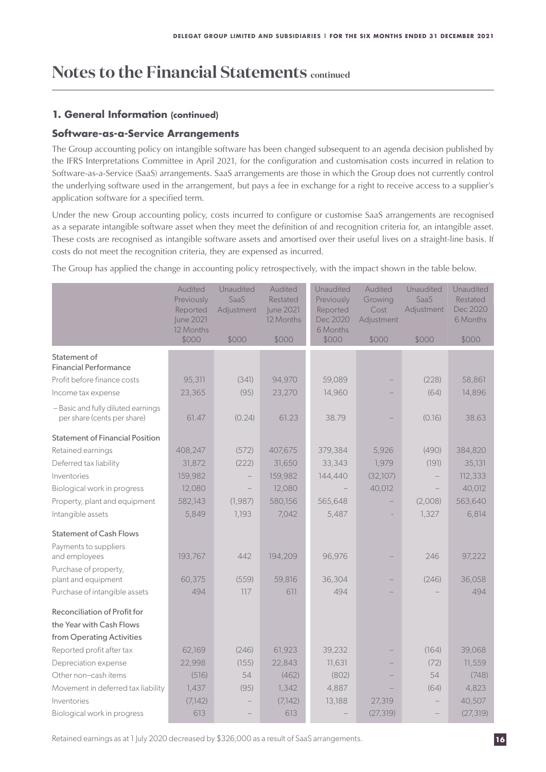# Notes to the Financial Statements continued

## 1. General Information (continued)

### Software-as-a-Service Arrangements

The Group accounting policy on intangible software has been changed subsequent to an agenda decision published by the IFRS Interpretations Committee in April 2021, for the configuration and customisation costs incurred in relation to Software-as-a-Service (SaaS) arrangements. SaaS arrangements are those in which the Group does not currently control the underlying software used in the arrangement, but pays a fee in exchange for a right to receive access to a supplier's application software for a specified term.

Under the new Group accounting policy, costs incurred to configure or customise SaaS arrangements are recognised as a separate intangible software asset when they meet the definition of and recognition criteria for, an intangible asset. These costs are recognised as intangible software assets and amortised over their useful lives on a straight-line basis. If costs do not meet the recognition criteria, they are expensed as incurred.

The Group has applied the change in accounting policy retrospectively, with the impact shown in the table below.

| | Audited Previously Reported June 2021 12 Months $000 | Unaudited SaaS Adjustment $000 | Audited Restated June 2021 12 Months $000 | Unaudited Previously Reported Dec 2020 6 Months $000 | Audited Growing Cost Adjustment $000 | Unaudited SaaS Adjustment $000 | Unaudited Restated Dec 2020 6 Months $000 |
|---|---|---|---|---|---|---|---|
| **Statement of Financial Performance** | | | | | | | |
| Profit before finance costs | 95,311 | (341) | 94,970 | 59,089 | – | (228) | 58,861 |
| Income tax expense | 23,365 | (95) | 23,270 | 14,960 | – | (64) | 14,896 |
| – Basic and fully diluted earnings per share (cents per share) | 61.47 | (0.24) | 61.23 | 38.79 | – | (0.16) | 38.63 |
| **Statement of Financial Position** | | | | | | | |
| Retained earnings | 408,247 | (572) | 407,675 | 379,384 | 5,926 | (490) | 384,820 |
| Deferred tax liability | 31,872 | (222) | 31,650 | 33,343 | 1,979 | (191) | 35,131 |
| Inventories | 159,982 | – | 159,982 | 144,440 | (32,107) | – | 112,333 |
| Biological work in progress | 12,080 | – | 12,080 | – | 40,012 | – | 40,012 |
| Property, plant and equipment | 582,143 | (1,987) | 580,156 | 565,648 | – | (2,008) | 563,640 |
| Intangible assets | 5,849 | 1,193 | 7,042 | 5,487 | - | 1,327 | 6,814 |
| **Statement of Cash Flows** | | | | | | | |
| Payments to suppliers and employees | 193,767 | 442 | 194,209 | 96,976 | – | 246 | 97,222 |
| Purchase of property, plant and equipment | 60,375 | (559) | 59,816 | 36,304 | – | (246) | 36,058 |
| Purchase of intangible assets | 494 | 117 | 611 | 494 | – | – | 494 |
| **Reconciliation of Profit for the Year with Cash Flows from Operating Activities** | | | | | | | |
| Reported profit after tax | 62,169 | (246) | 61,923 | 39,232 | – | (164) | 39,068 |
| Depreciation expense | 22,998 | (155) | 22,843 | 11,631 | – | (72) | 11,559 |
| Other non–cash items | (516) | 54 | (462) | (802) | – | 54 | (748) |
| Movement in deferred tax liability | 1,437 | (95) | 1,342 | 4,887 | – | (64) | 4,823 |
| Inventories | (7,142) | – | (7,142) | 13,188 | 27,319 | – | 40,507 |
| Biological work in progress | 613 | – | 613 | – | (27,319) | – | (27,319) |

Retained earnings as at 1 July 2020 decreased by $326,000 as a result of SaaS arrangements.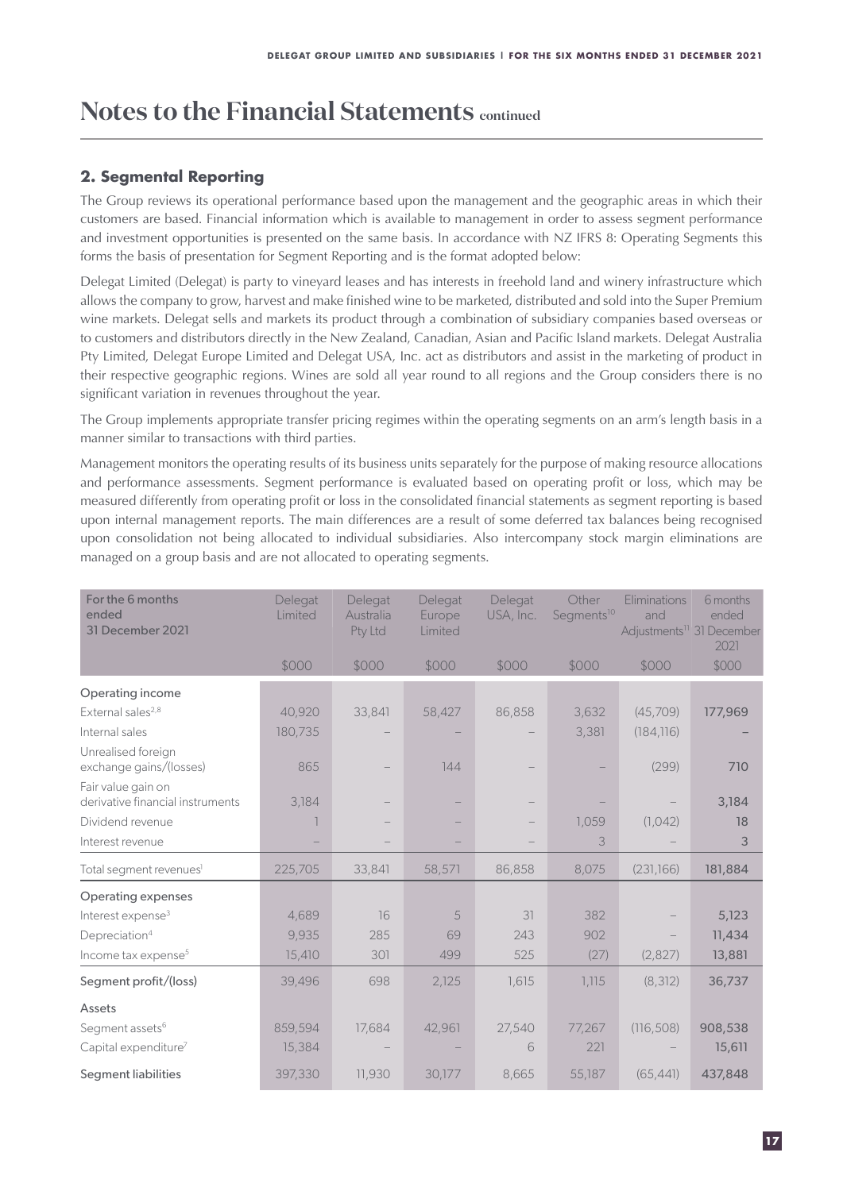# Notes to the Financial Statements continued

## 2. Segmental Reporting

The Group reviews its operational performance based upon the management and the geographic areas in which their customers are based. Financial information which is available to management in order to assess segment performance and investment opportunities is presented on the same basis. In accordance with NZ IFRS 8: Operating Segments this forms the basis of presentation for Segment Reporting and is the format adopted below:

Delegat Limited (Delegat) is party to vineyard leases and has interests in freehold land and winery infrastructure which allows the company to grow, harvest and make finished wine to be marketed, distributed and sold into the Super Premium wine markets. Delegat sells and markets its product through a combination of subsidiary companies based overseas or to customers and distributors directly in the New Zealand, Canadian, Asian and Pacific Island markets. Delegat Australia Pty Limited, Delegat Europe Limited and Delegat USA, Inc. act as distributors and assist in the marketing of product in their respective geographic regions. Wines are sold all year round to all regions and the Group considers there is no significant variation in revenues throughout the year.

The Group implements appropriate transfer pricing regimes within the operating segments on an arm's length basis in a manner similar to transactions with third parties.

Management monitors the operating results of its business units separately for the purpose of making resource allocations and performance assessments. Segment performance is evaluated based on operating profit or loss, which may be measured differently from operating profit or loss in the consolidated financial statements as segment reporting is based upon internal management reports. The main differences are a result of some deferred tax balances being recognised upon consolidation not being allocated to individual subsidiaries. Also intercompany stock margin eliminations are managed on a group basis and are not allocated to operating segments.

| For the 6 months ended 31 December 2021 | Delegat Limited | Delegat Australia Pty Ltd | Delegat Europe Limited | Delegat USA, Inc. | Other Segments[10] | Eliminations and Adjustments[11] | 6 months ended 31 December 2021 |
|---|---|---|---|---|---|---|---|
| | $000 | $000 | $000 | $000 | $000 | $000 | $000 |
| **Operating income** | | | | | | | |
| External sales[2,8] | 40,920 | 33,841 | 58,427 | 86,858 | 3,632 | (45,709) | **177,969** |
| Internal sales | 180,735 | – | – | – | 3,381 | (184,116) | – |
| Unrealised foreign exchange gains/(losses) | 865 | – | 144 | – | – | (299) | **710** |
| Fair value gain on derivative financial instruments | 3,184 | – | – | – | – | – | **3,184** |
| Dividend revenue | 1 | – | – | – | 1,059 | (1,042) | **18** |
| Interest revenue | – | – | – | – | 3 | – | **3** |
| Total segment revenues[1] | 225,705 | 33,841 | 58,571 | 86,858 | 8,075 | (231,166) | **181,884** |
| **Operating expenses** | | | | | | | |
| Interest expense[3] | 4,689 | 16 | 5 | 31 | 382 | – | **5,123** |
| Depreciation[4] | 9,935 | 285 | 69 | 243 | 902 | – | **11,434** |
| Income tax expense[5] | 15,410 | 301 | 499 | 525 | (27) | (2,827) | **13,881** |
| **Segment profit/(loss)** | 39,496 | 698 | 2,125 | 1,615 | 1,115 | (8,312) | **36,737** |
| **Assets** | | | | | | | |
| Segment assets[6] | 859,594 | 17,684 | 42,961 | 27,540 | 77,267 | (116,508) | **908,538** |
| Capital expenditure[7] | 15,384 | – | – | 6 | 221 | – | **15,611** |
| **Segment liabilities** | 397,330 | 11,930 | 30,177 | 8,665 | 55,187 | (65,441) | **437,848** |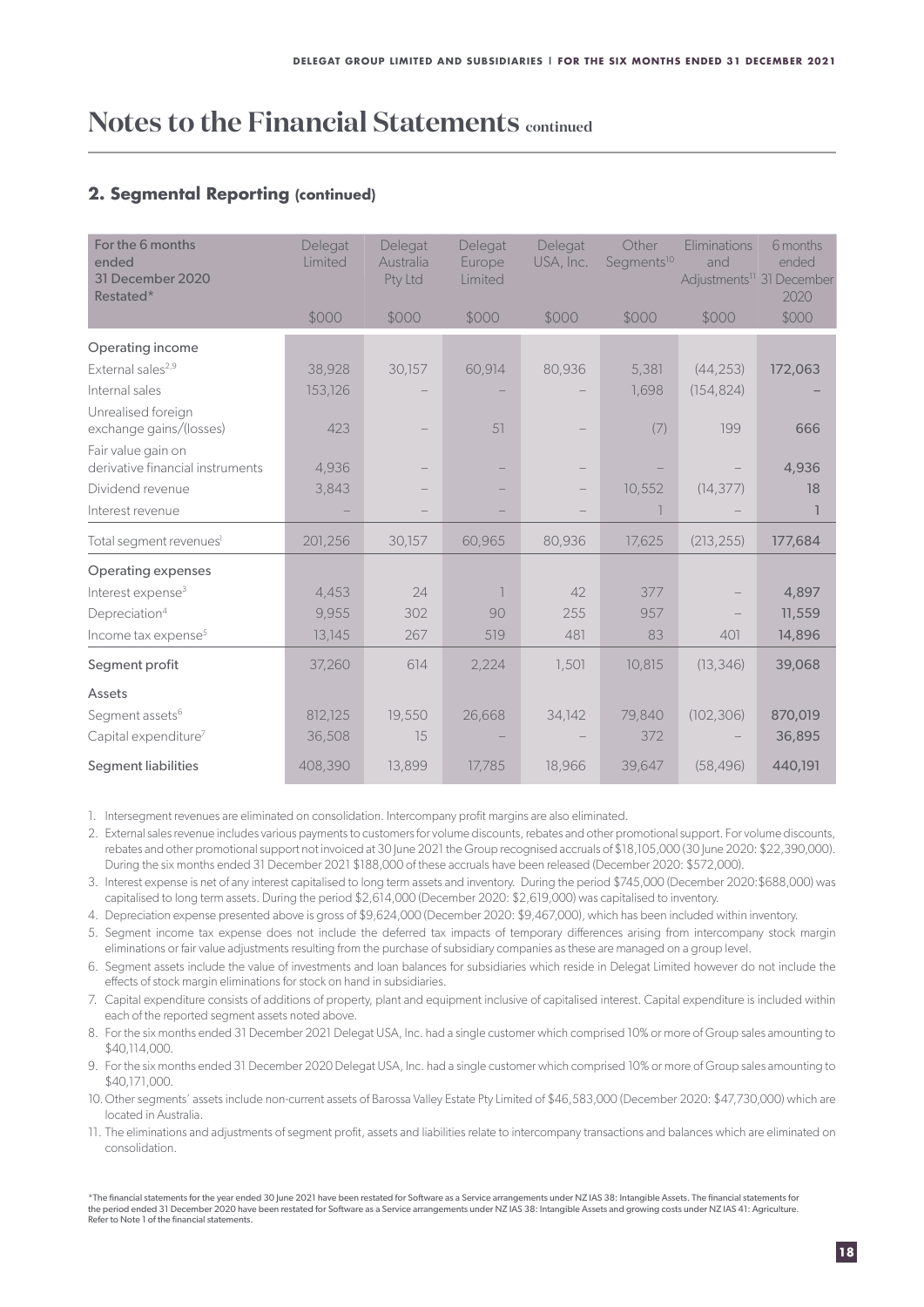# Notes to the Financial Statements continued

## 2. Segmental Reporting (continued)

| For the 6 months ended 31 December 2020 Restated* | Delegat Limited | Delegat Australia Pty Ltd | Delegat Europe Limited | Delegat USA, Inc. | Other Segments[10] | Eliminations and Adjustments[11] | 6 months ended 31 December 2020 |
|---|---|---|---|---|---|---|---|
| | $000 | $000 | $000 | $000 | $000 | $000 | $000 |
| **Operating income** | | | | | | | |
| External sales[2,9] | 38,928 | 30,157 | 60,914 | 80,936 | 5,381 | (44,253) | 172,063 |
| Internal sales | 153,126 | – | – | – | 1,698 | (154,824) | – |
| Unrealised foreign exchange gains/(losses) | 423 | – | 51 | – | (7) | 199 | 666 |
| Fair value gain on derivative financial instruments | 4,936 | – | – | – | – | – | 4,936 |
| Dividend revenue | 3,843 | – | – | – | 10,552 | (14,377) | 18 |
| Interest revenue | – | – | – | – | 1 | – | 1 |
| Total segment revenues[1] | 201,256 | 30,157 | 60,965 | 80,936 | 17,625 | (213,255) | 177,684 |
| **Operating expenses** | | | | | | | |
| Interest expense[3] | 4,453 | 24 | 1 | 42 | 377 | – | 4,897 |
| Depreciation[4] | 9,955 | 302 | 90 | 255 | 957 | – | 11,559 |
| Income tax expense[5] | 13,145 | 267 | 519 | 481 | 83 | 401 | 14,896 |
| **Segment profit** | 37,260 | 614 | 2,224 | 1,501 | 10,815 | (13,346) | 39,068 |
| **Assets** | | | | | | | |
| Segment assets[6] | 812,125 | 19,550 | 26,668 | 34,142 | 79,840 | (102,306) | 870,019 |
| Capital expenditure[7] | 36,508 | 15 | – | – | 372 | – | 36,895 |
| **Segment liabilities** | 408,390 | 13,899 | 17,785 | 18,966 | 39,647 | (58,496) | 440,191 |

1. Intersegment revenues are eliminated on consolidation. Intercompany profit margins are also eliminated.
2. External sales revenue includes various payments to customers for volume discounts, rebates and other promotional support. For volume discounts, rebates and other promotional support not invoiced at 30 June 2021 the Group recognised accruals of $18,105,000 (30 June 2020: $22,390,000). During the six months ended 31 December 2021 $188,000 of these accruals have been released (December 2020: $572,000).
3. Interest expense is net of any interest capitalised to long term assets and inventory. During the period $745,000 (December 2020:$688,000) was capitalised to long term assets. During the period $2,614,000 (December 2020: $2,619,000) was capitalised to inventory.
4. Depreciation expense presented above is gross of $9,624,000 (December 2020: $9,467,000), which has been included within inventory.
5. Segment income tax expense does not include the deferred tax impacts of temporary differences arising from intercompany stock margin eliminations or fair value adjustments resulting from the purchase of subsidiary companies as these are managed on a group level.
6. Segment assets include the value of investments and loan balances for subsidiaries which reside in Delegat Limited however do not include the effects of stock margin eliminations for stock on hand in subsidiaries.
7. Capital expenditure consists of additions of property, plant and equipment inclusive of capitalised interest. Capital expenditure is included within each of the reported segment assets noted above.
8. For the six months ended 31 December 2021 Delegat USA, Inc. had a single customer which comprised 10% or more of Group sales amounting to $40,114,000.
9. For the six months ended 31 December 2020 Delegat USA, Inc. had a single customer which comprised 10% or more of Group sales amounting to $40,171,000.
10. Other segments' assets include non-current assets of Barossa Valley Estate Pty Limited of $46,583,000 (December 2020: $47,730,000) which are located in Australia.
11. The eliminations and adjustments of segment profit, assets and liabilities relate to intercompany transactions and balances which are eliminated on consolidation.

*The financial statements for the year ended 30 June 2021 have been restated for Software as a Service arrangements under NZ IAS 38: Intangible Assets. The financial statements for the period ended 31 December 2020 have been restated for Software as a Service arrangements under NZ IAS 38: Intangible Assets and growing costs under NZ IAS 41: Agriculture. Refer to Note 1 of the financial statements.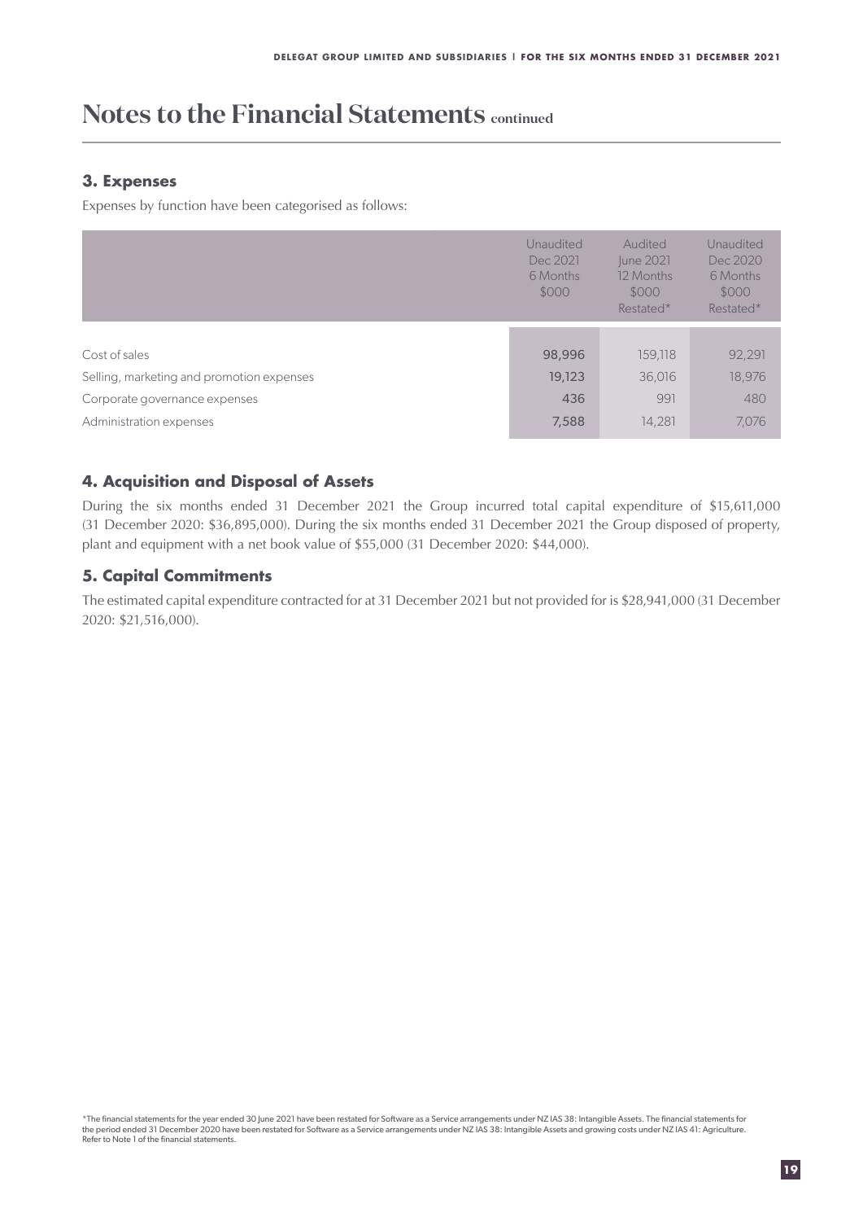# Notes to the Financial Statements continued

### 3. Expenses

Expenses by function have been categorised as follows:

| | Unaudited Dec 2021 6 Months $000 | Audited June 2021 12 Months $000 Restated* | Unaudited Dec 2020 6 Months $000 Restated* |
|---|---|---|---|
| Cost of sales | 98,996 | 159,118 | 92,291 |
| Selling, marketing and promotion expenses | 19,123 | 36,016 | 18,976 |
| Corporate governance expenses | 436 | 991 | 480 |
| Administration expenses | 7,588 | 14,281 | 7,076 |

### 4. Acquisition and Disposal of Assets

During the six months ended 31 December 2021 the Group incurred total capital expenditure of $15,611,000 (31 December 2020: $36,895,000). During the six months ended 31 December 2021 the Group disposed of property, plant and equipment with a net book value of $55,000 (31 December 2020: $44,000).

### 5. Capital Commitments

The estimated capital expenditure contracted for at 31 December 2021 but not provided for is $28,941,000 (31 December 2020: $21,516,000).

*The financial statements for the year ended 30 June 2021 have been restated for Software as a Service arrangements under NZ IAS 38: Intangible Assets. The financial statements for the period ended 31 December 2020 have been restated for Software as a Service arrangements under NZ IAS 38: Intangible Assets and growing costs under NZ IAS 41: Agriculture. Refer to Note 1 of the financial statements.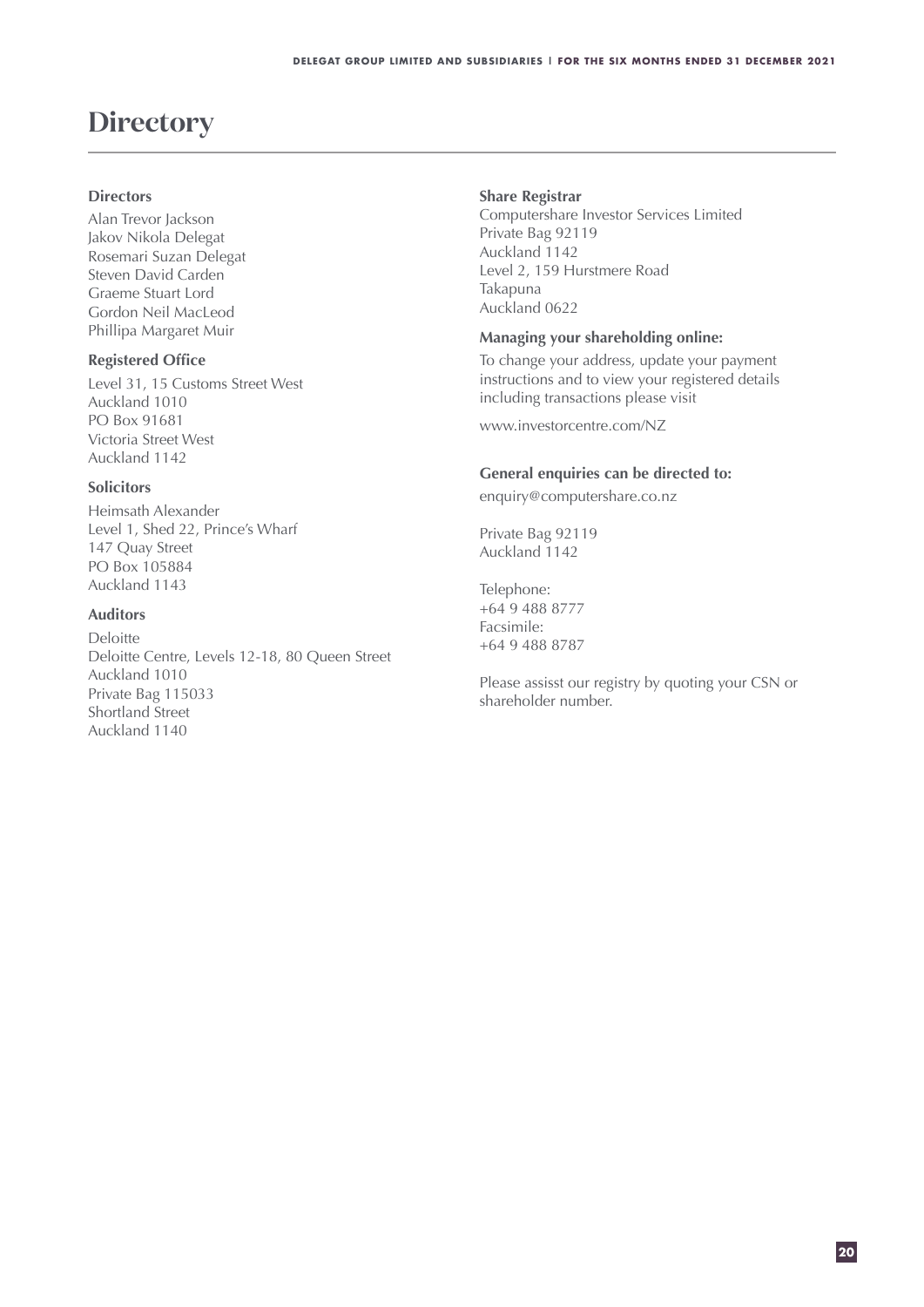# Directory

### Directors

Alan Trevor Jackson
Jakov Nikola Delegat
Rosemari Suzan Delegat
Steven David Carden
Graeme Stuart Lord
Gordon Neil MacLeod
Phillipa Margaret Muir

### Registered Office

Level 31, 15 Customs Street West
Auckland 1010
PO Box 91681
Victoria Street West
Auckland 1142

### Solicitors

Heimsath Alexander
Level 1, Shed 22, Prince's Wharf
147 Quay Street
PO Box 105884
Auckland 1143

### Auditors

Deloitte
Deloitte Centre, Levels 12-18, 80 Queen Street
Auckland 1010
Private Bag 115033
Shortland Street
Auckland 1140

### Share Registrar

Computershare Investor Services Limited
Private Bag 92119
Auckland 1142
Level 2, 159 Hurstmere Road
Takapuna
Auckland 0622

### Managing your shareholding online:

To change your address, update your payment instructions and to view your registered details including transactions please visit

www.investorcentre.com/NZ

### General enquiries can be directed to:

enquiry@computershare.co.nz

Private Bag 92119
Auckland 1142

Telephone:
+64 9 488 8777
Facsimile:
+64 9 488 8787

Please assisst our registry by quoting your CSN or shareholder number.